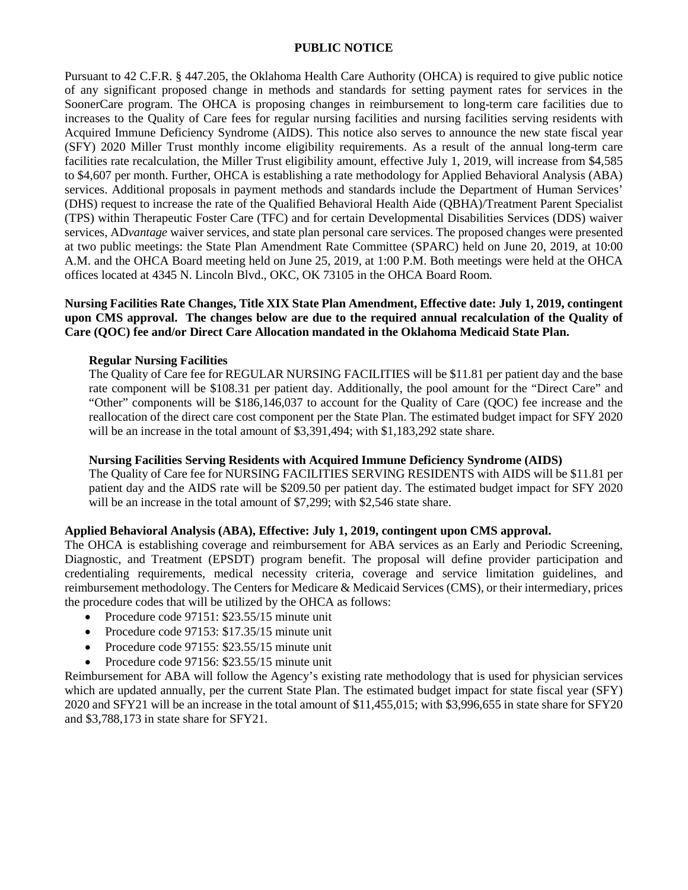**PUBLIC NOTICE**

Pursuant to 42 C.F.R. § 447.205, the Oklahoma Health Care Authority (OHCA) is required to give public notice of any significant proposed change in methods and standards for setting payment rates for services in the SoonerCare program. The OHCA is proposing changes in reimbursement to long-term care facilities due to increases to the Quality of Care fees for regular nursing facilities and nursing facilities serving residents with Acquired Immune Deficiency Syndrome (AIDS). This notice also serves to announce the new state fiscal year (SFY) 2020 Miller Trust monthly income eligibility requirements. As a result of the annual long-term care facilities rate recalculation, the Miller Trust eligibility amount, effective July 1, 2019, will increase from $4,585 to $4,607 per month. Further, OHCA is establishing a rate methodology for Applied Behavioral Analysis (ABA) services. Additional proposals in payment methods and standards include the Department of Human Services' (DHS) request to increase the rate of the Qualified Behavioral Health Aide (QBHA)/Treatment Parent Specialist (TPS) within Therapeutic Foster Care (TFC) and for certain Developmental Disabilities Services (DDS) waiver services, AD*vantage* waiver services, and state plan personal care services. The proposed changes were presented at two public meetings: the State Plan Amendment Rate Committee (SPARC) held on June 20, 2019, at 10:00 A.M. and the OHCA Board meeting held on June 25, 2019, at 1:00 P.M. Both meetings were held at the OHCA offices located at 4345 N. Lincoln Blvd., OKC, OK 73105 in the OHCA Board Room.

**Nursing Facilities Rate Changes, Title XIX State Plan Amendment, Effective date: July 1, 2019, contingent upon CMS approval. The changes below are due to the required annual recalculation of the Quality of Care (QOC) fee and/or Direct Care Allocation mandated in the Oklahoma Medicaid State Plan.**

**Regular Nursing Facilities**

The Quality of Care fee for REGULAR NURSING FACILITIES will be $11.81 per patient day and the base rate component will be $108.31 per patient day. Additionally, the pool amount for the "Direct Care" and "Other" components will be $186,146,037 to account for the Quality of Care (QOC) fee increase and the reallocation of the direct care cost component per the State Plan. The estimated budget impact for SFY 2020 will be an increase in the total amount of $3,391,494; with $1,183,292 state share.

**Nursing Facilities Serving Residents with Acquired Immune Deficiency Syndrome (AIDS)**

The Quality of Care fee for NURSING FACILITIES SERVING RESIDENTS with AIDS will be $11.81 per patient day and the AIDS rate will be $209.50 per patient day. The estimated budget impact for SFY 2020 will be an increase in the total amount of $7,299; with $2,546 state share.

**Applied Behavioral Analysis (ABA), Effective: July 1, 2019, contingent upon CMS approval.**

The OHCA is establishing coverage and reimbursement for ABA services as an Early and Periodic Screening, Diagnostic, and Treatment (EPSDT) program benefit. The proposal will define provider participation and credentialing requirements, medical necessity criteria, coverage and service limitation guidelines, and reimbursement methodology. The Centers for Medicare & Medicaid Services (CMS), or their intermediary, prices the procedure codes that will be utilized by the OHCA as follows:

- Procedure code 97151: $23.55/15 minute unit
- Procedure code 97153: $17.35/15 minute unit
- Procedure code 97155: $23.55/15 minute unit
- Procedure code 97156: $23.55/15 minute unit

Reimbursement for ABA will follow the Agency's existing rate methodology that is used for physician services which are updated annually, per the current State Plan. The estimated budget impact for state fiscal year (SFY) 2020 and SFY21 will be an increase in the total amount of $11,455,015; with $3,996,655 in state share for SFY20 and $3,788,173 in state share for SFY21.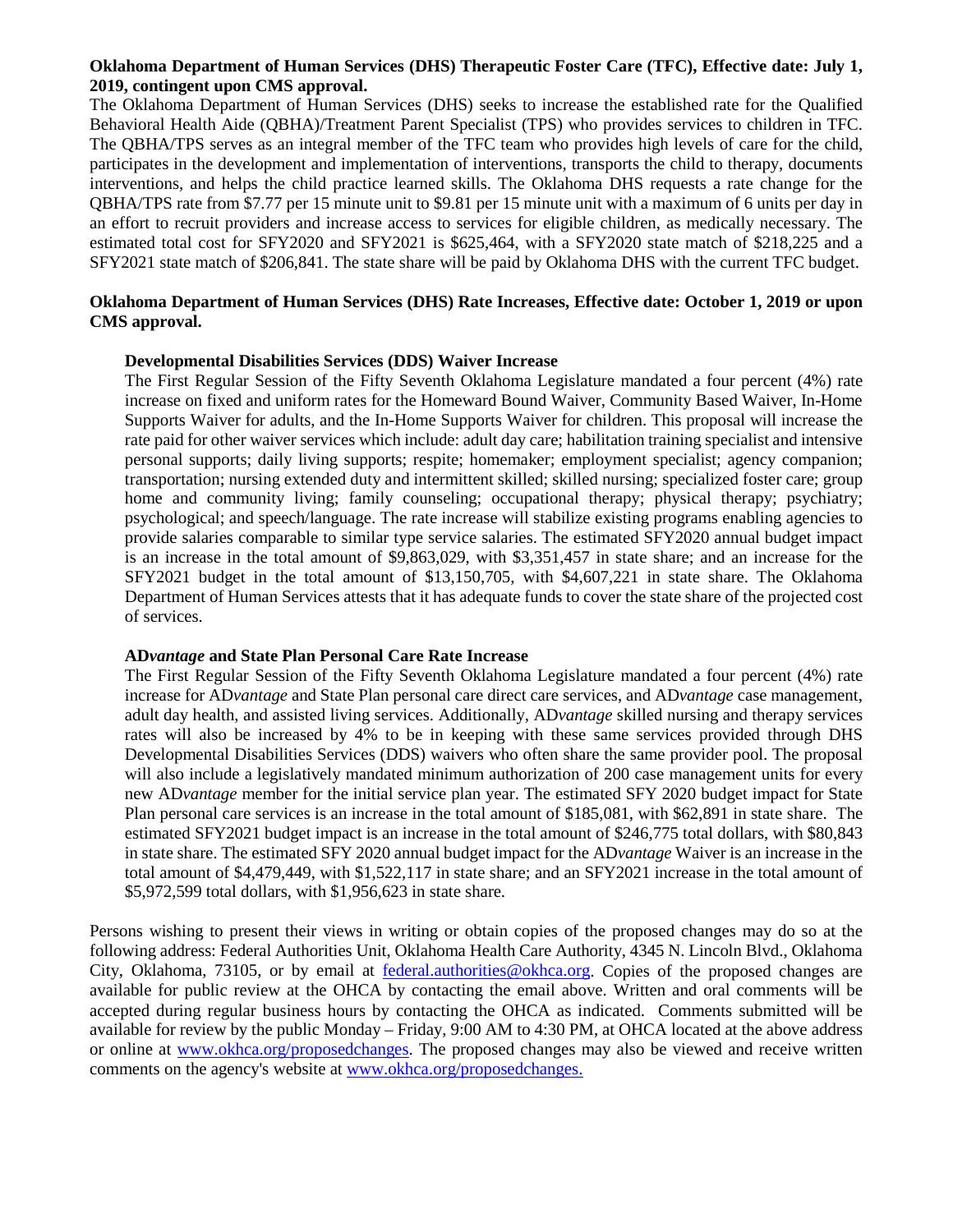**Oklahoma Department of Human Services (DHS) Therapeutic Foster Care (TFC), Effective date: July 1, 2019, contingent upon CMS approval.**

The Oklahoma Department of Human Services (DHS) seeks to increase the established rate for the Qualified Behavioral Health Aide (QBHA)/Treatment Parent Specialist (TPS) who provides services to children in TFC. The QBHA/TPS serves as an integral member of the TFC team who provides high levels of care for the child, participates in the development and implementation of interventions, transports the child to therapy, documents interventions, and helps the child practice learned skills. The Oklahoma DHS requests a rate change for the QBHA/TPS rate from $7.77 per 15 minute unit to $9.81 per 15 minute unit with a maximum of 6 units per day in an effort to recruit providers and increase access to services for eligible children, as medically necessary. The estimated total cost for SFY2020 and SFY2021 is $625,464, with a SFY2020 state match of $218,225 and a SFY2021 state match of $206,841. The state share will be paid by Oklahoma DHS with the current TFC budget.

**Oklahoma Department of Human Services (DHS) Rate Increases, Effective date: October 1, 2019 or upon CMS approval.**

**Developmental Disabilities Services (DDS) Waiver Increase**

The First Regular Session of the Fifty Seventh Oklahoma Legislature mandated a four percent (4%) rate increase on fixed and uniform rates for the Homeward Bound Waiver, Community Based Waiver, In-Home Supports Waiver for adults, and the In-Home Supports Waiver for children. This proposal will increase the rate paid for other waiver services which include: adult day care; habilitation training specialist and intensive personal supports; daily living supports; respite; homemaker; employment specialist; agency companion; transportation; nursing extended duty and intermittent skilled; skilled nursing; specialized foster care; group home and community living; family counseling; occupational therapy; physical therapy; psychiatry; psychological; and speech/language. The rate increase will stabilize existing programs enabling agencies to provide salaries comparable to similar type service salaries. The estimated SFY2020 annual budget impact is an increase in the total amount of $9,863,029, with $3,351,457 in state share; and an increase for the SFY2021 budget in the total amount of $13,150,705, with $4,607,221 in state share. The Oklahoma Department of Human Services attests that it has adequate funds to cover the state share of the projected cost of services.

**AD*vantage* and State Plan Personal Care Rate Increase**

The First Regular Session of the Fifty Seventh Oklahoma Legislature mandated a four percent (4%) rate increase for AD*vantage* and State Plan personal care direct care services, and AD*vantage* case management, adult day health, and assisted living services. Additionally, AD*vantage* skilled nursing and therapy services rates will also be increased by 4% to be in keeping with these same services provided through DHS Developmental Disabilities Services (DDS) waivers who often share the same provider pool. The proposal will also include a legislatively mandated minimum authorization of 200 case management units for every new AD*vantage* member for the initial service plan year. The estimated SFY 2020 budget impact for State Plan personal care services is an increase in the total amount of $185,081, with $62,891 in state share. The estimated SFY2021 budget impact is an increase in the total amount of $246,775 total dollars, with $80,843 in state share. The estimated SFY 2020 annual budget impact for the AD*vantage* Waiver is an increase in the total amount of $4,479,449, with $1,522,117 in state share; and an SFY2021 increase in the total amount of $5,972,599 total dollars, with $1,956,623 in state share.

Persons wishing to present their views in writing or obtain copies of the proposed changes may do so at the following address: Federal Authorities Unit, Oklahoma Health Care Authority, 4345 N. Lincoln Blvd., Oklahoma City, Oklahoma, 73105, or by email at federal.authorities@okhca.org. Copies of the proposed changes are available for public review at the OHCA by contacting the email above. Written and oral comments will be accepted during regular business hours by contacting the OHCA as indicated. Comments submitted will be available for review by the public Monday – Friday, 9:00 AM to 4:30 PM, at OHCA located at the above address or online at www.okhca.org/proposedchanges. The proposed changes may also be viewed and receive written comments on the agency's website at www.okhca.org/proposedchanges.